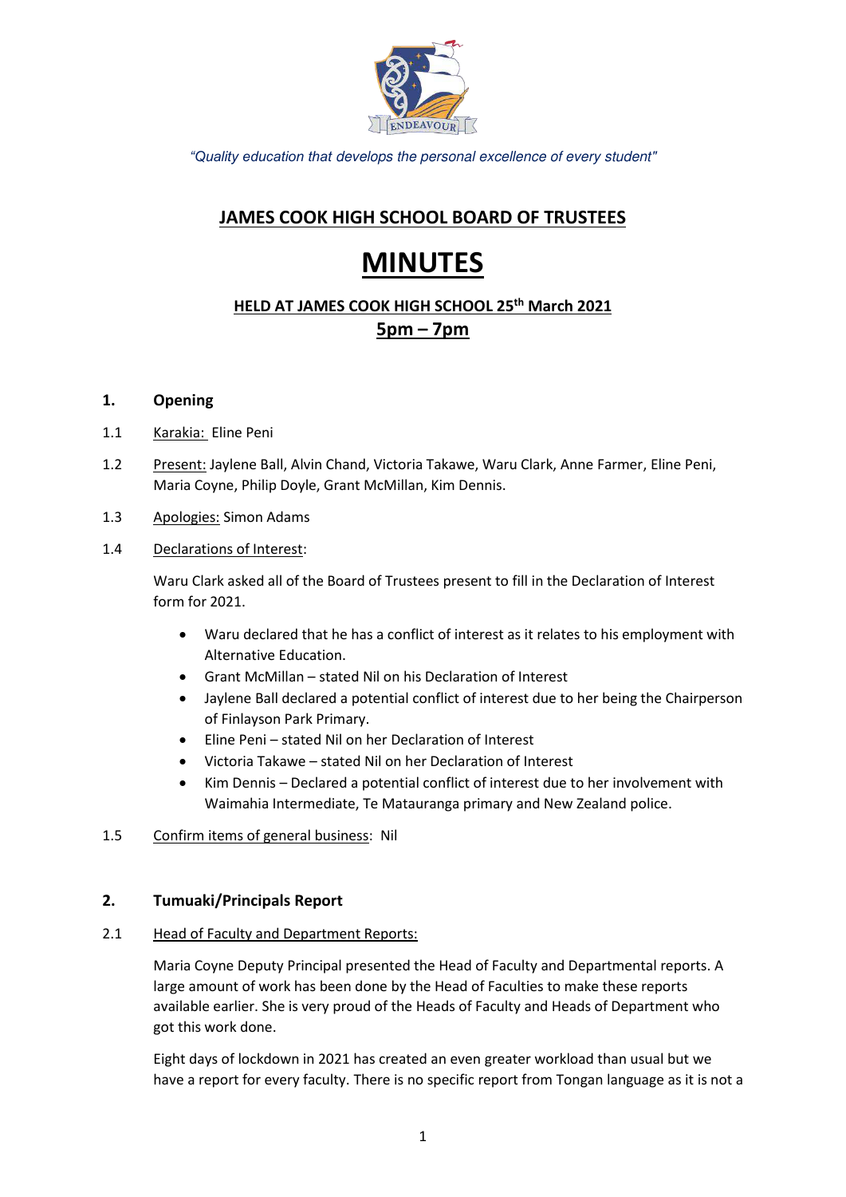*"Quality education that develops the personal excellence of every student"*

# JAMES COOK HIGH SCHOOL BOARD OF TRUSTEES

# MINUTES

## HELD AT JAMES COOK HIGH SCHOOL 25th March 2021

## 5pm – 7pm

### 1. Opening

1.1 Karakia: Eline Peni

1.2 Present: Jaylene Ball, Alvin Chand, Victoria Takawe, Waru Clark, Anne Farmer, Eline Peni, Maria Coyne, Philip Doyle, Grant McMillan, Kim Dennis.

1.3 Apologies: Simon Adams

1.4 Declarations of Interest:

Waru Clark asked all of the Board of Trustees present to fill in the Declaration of Interest form for 2021.

- Waru declared that he has a conflict of interest as it relates to his employment with Alternative Education.
- Grant McMillan – stated Nil on his Declaration of Interest
- Jaylene Ball declared a potential conflict of interest due to her being the Chairperson of Finlayson Park Primary.
- Eline Peni – stated Nil on her Declaration of Interest
- Victoria Takawe – stated Nil on her Declaration of Interest
- Kim Dennis – Declared a potential conflict of interest due to her involvement with Waimahia Intermediate, Te Matauranga primary and New Zealand police.

1.5 Confirm items of general business: Nil

### 2. Tumuaki/Principals Report

2.1 Head of Faculty and Department Reports:

Maria Coyne Deputy Principal presented the Head of Faculty and Departmental reports. A large amount of work has been done by the Head of Faculties to make these reports available earlier. She is very proud of the Heads of Faculty and Heads of Department who got this work done.

Eight days of lockdown in 2021 has created an even greater workload than usual but we have a report for every faculty. There is no specific report from Tongan language as it is not a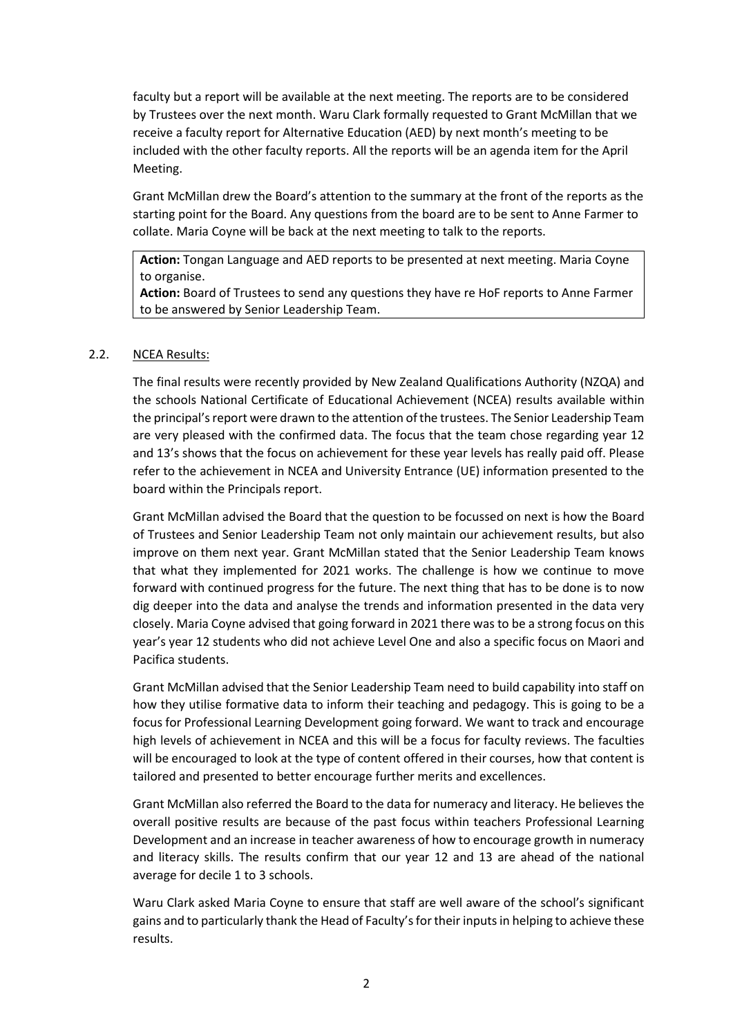faculty but a report will be available at the next meeting. The reports are to be considered by Trustees over the next month. Waru Clark formally requested to Grant McMillan that we receive a faculty report for Alternative Education (AED) by next month's meeting to be included with the other faculty reports. All the reports will be an agenda item for the April Meeting.

Grant McMillan drew the Board's attention to the summary at the front of the reports as the starting point for the Board. Any questions from the board are to be sent to Anne Farmer to collate. Maria Coyne will be back at the next meeting to talk to the reports.

> **Action:** Tongan Language and AED reports to be presented at next meeting. Maria Coyne to organise.
> **Action:** Board of Trustees to send any questions they have re HoF reports to Anne Farmer to be answered by Senior Leadership Team.

2.2. NCEA Results:

The final results were recently provided by New Zealand Qualifications Authority (NZQA) and the schools National Certificate of Educational Achievement (NCEA) results available within the principal's report were drawn to the attention of the trustees. The Senior Leadership Team are very pleased with the confirmed data. The focus that the team chose regarding year 12 and 13's shows that the focus on achievement for these year levels has really paid off. Please refer to the achievement in NCEA and University Entrance (UE) information presented to the board within the Principals report.

Grant McMillan advised the Board that the question to be focussed on next is how the Board of Trustees and Senior Leadership Team not only maintain our achievement results, but also improve on them next year. Grant McMillan stated that the Senior Leadership Team knows that what they implemented for 2021 works. The challenge is how we continue to move forward with continued progress for the future. The next thing that has to be done is to now dig deeper into the data and analyse the trends and information presented in the data very closely. Maria Coyne advised that going forward in 2021 there was to be a strong focus on this year's year 12 students who did not achieve Level One and also a specific focus on Maori and Pacifica students.

Grant McMillan advised that the Senior Leadership Team need to build capability into staff on how they utilise formative data to inform their teaching and pedagogy. This is going to be a focus for Professional Learning Development going forward. We want to track and encourage high levels of achievement in NCEA and this will be a focus for faculty reviews. The faculties will be encouraged to look at the type of content offered in their courses, how that content is tailored and presented to better encourage further merits and excellences.

Grant McMillan also referred the Board to the data for numeracy and literacy. He believes the overall positive results are because of the past focus within teachers Professional Learning Development and an increase in teacher awareness of how to encourage growth in numeracy and literacy skills. The results confirm that our year 12 and 13 are ahead of the national average for decile 1 to 3 schools.

Waru Clark asked Maria Coyne to ensure that staff are well aware of the school's significant gains and to particularly thank the Head of Faculty's for their inputs in helping to achieve these results.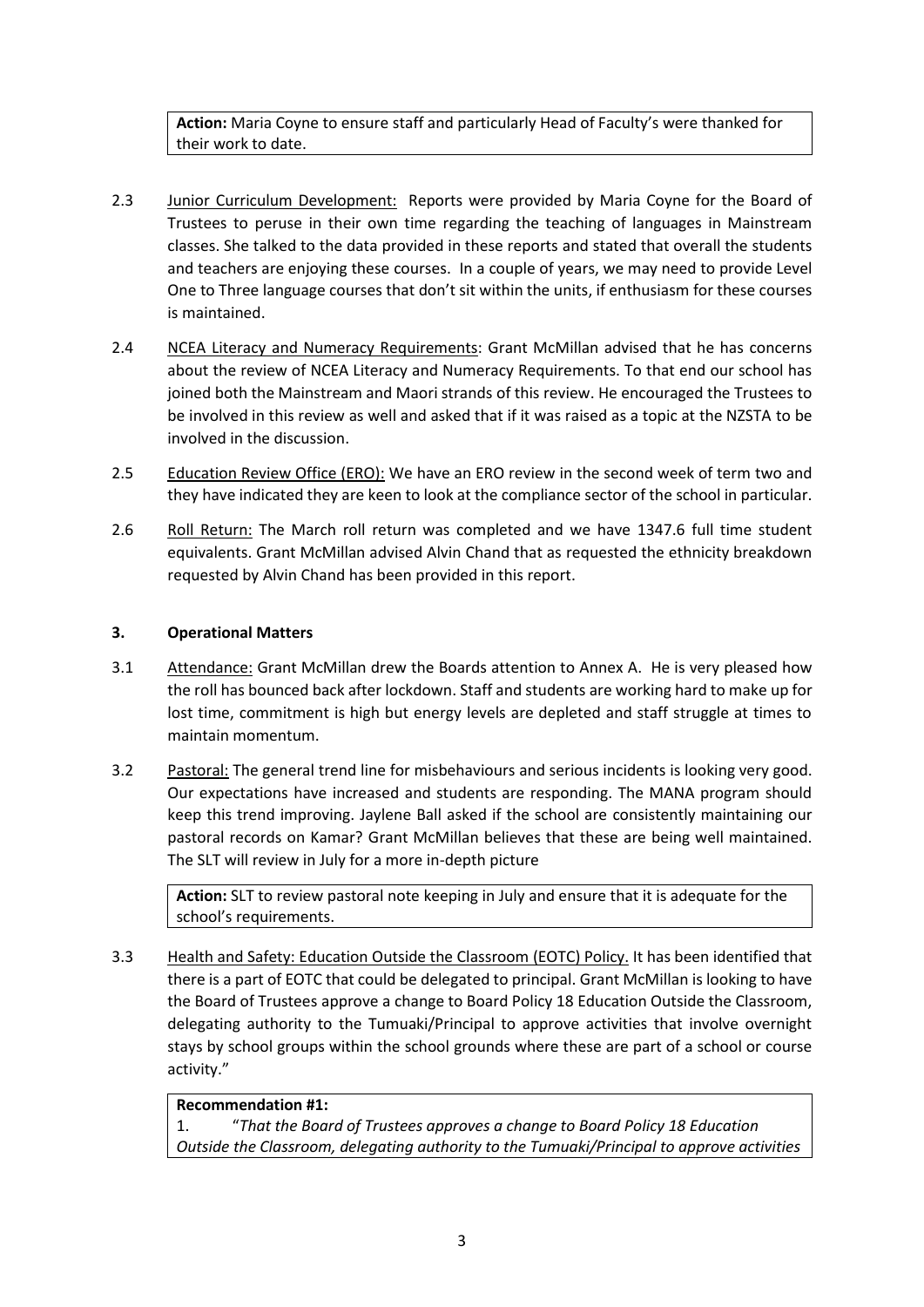**Action:** Maria Coyne to ensure staff and particularly Head of Faculty's were thanked for their work to date.

2.3 Junior Curriculum Development: Reports were provided by Maria Coyne for the Board of Trustees to peruse in their own time regarding the teaching of languages in Mainstream classes. She talked to the data provided in these reports and stated that overall the students and teachers are enjoying these courses. In a couple of years, we may need to provide Level One to Three language courses that don't sit within the units, if enthusiasm for these courses is maintained.

2.4 NCEA Literacy and Numeracy Requirements: Grant McMillan advised that he has concerns about the review of NCEA Literacy and Numeracy Requirements. To that end our school has joined both the Mainstream and Maori strands of this review. He encouraged the Trustees to be involved in this review as well and asked that if it was raised as a topic at the NZSTA to be involved in the discussion.

2.5 Education Review Office (ERO): We have an ERO review in the second week of term two and they have indicated they are keen to look at the compliance sector of the school in particular.

2.6 Roll Return: The March roll return was completed and we have 1347.6 full time student equivalents. Grant McMillan advised Alvin Chand that as requested the ethnicity breakdown requested by Alvin Chand has been provided in this report.

### 3. Operational Matters

3.1 Attendance: Grant McMillan drew the Boards attention to Annex A. He is very pleased how the roll has bounced back after lockdown. Staff and students are working hard to make up for lost time, commitment is high but energy levels are depleted and staff struggle at times to maintain momentum.

3.2 Pastoral: The general trend line for misbehaviours and serious incidents is looking very good. Our expectations have increased and students are responding. The MANA program should keep this trend improving. Jaylene Ball asked if the school are consistently maintaining our pastoral records on Kamar? Grant McMillan believes that these are being well maintained. The SLT will review in July for a more in-depth picture

**Action:** SLT to review pastoral note keeping in July and ensure that it is adequate for the school's requirements.

3.3 Health and Safety: Education Outside the Classroom (EOTC) Policy. It has been identified that there is a part of EOTC that could be delegated to principal. Grant McMillan is looking to have the Board of Trustees approve a change to Board Policy 18 Education Outside the Classroom, delegating authority to the Tumuaki/Principal to approve activities that involve overnight stays by school groups within the school grounds where these are part of a school or course activity."

**Recommendation #1:**

1. "*That the Board of Trustees approves a change to Board Policy 18 Education Outside the Classroom, delegating authority to the Tumuaki/Principal to approve activities*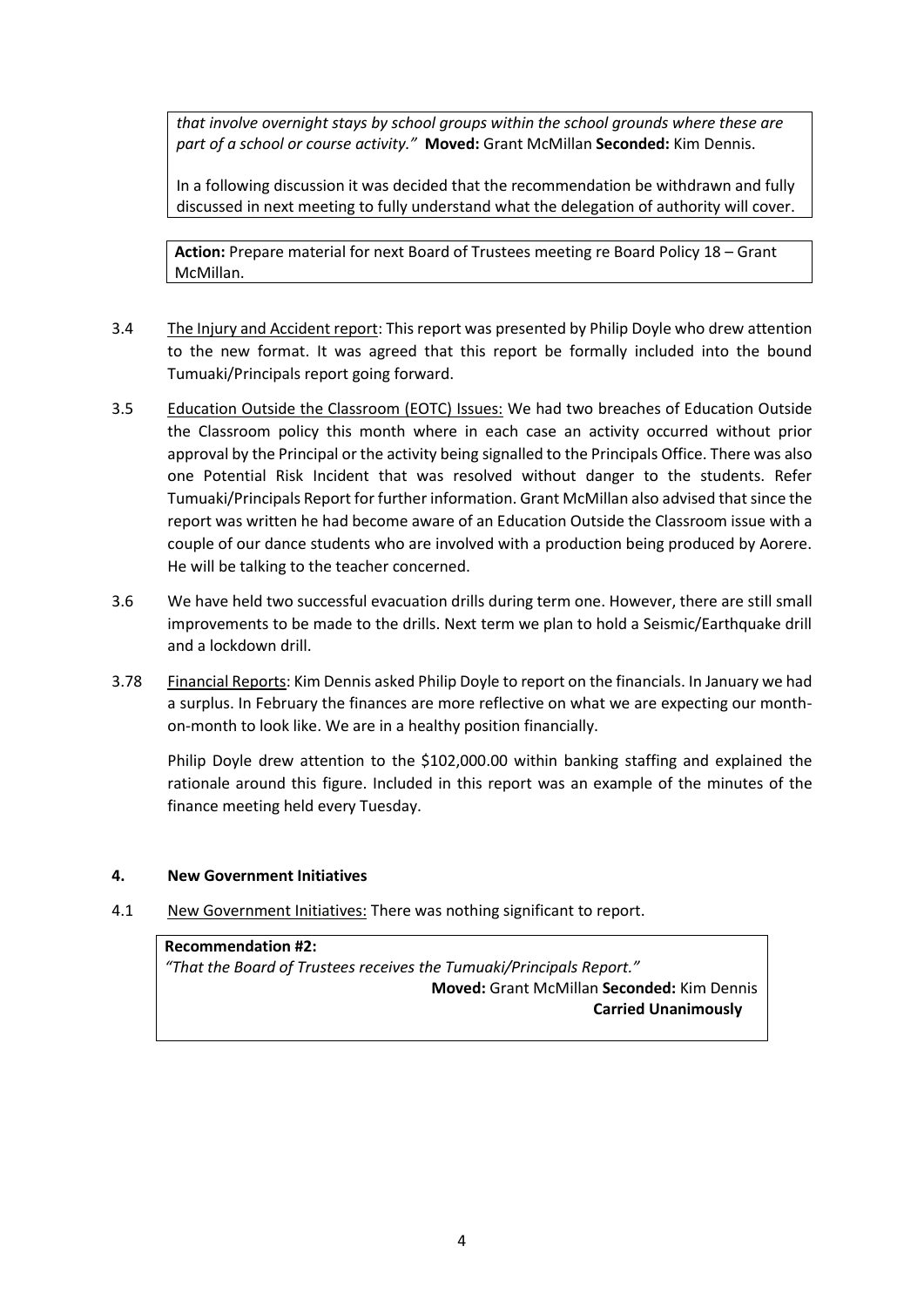*that involve overnight stays by school groups within the school grounds where these are part of a school or course activity."* **Moved:** Grant McMillan **Seconded:** Kim Dennis.

In a following discussion it was decided that the recommendation be withdrawn and fully discussed in next meeting to fully understand what the delegation of authority will cover.

**Action:** Prepare material for next Board of Trustees meeting re Board Policy 18 – Grant McMillan.

3.4 The Injury and Accident report: This report was presented by Philip Doyle who drew attention to the new format. It was agreed that this report be formally included into the bound Tumuaki/Principals report going forward.

3.5 Education Outside the Classroom (EOTC) Issues: We had two breaches of Education Outside the Classroom policy this month where in each case an activity occurred without prior approval by the Principal or the activity being signalled to the Principals Office. There was also one Potential Risk Incident that was resolved without danger to the students. Refer Tumuaki/Principals Report for further information. Grant McMillan also advised that since the report was written he had become aware of an Education Outside the Classroom issue with a couple of our dance students who are involved with a production being produced by Aorere. He will be talking to the teacher concerned.

3.6 We have held two successful evacuation drills during term one. However, there are still small improvements to be made to the drills. Next term we plan to hold a Seismic/Earthquake drill and a lockdown drill.

3.78 Financial Reports: Kim Dennis asked Philip Doyle to report on the financials. In January we had a surplus. In February the finances are more reflective on what we are expecting our month-on-month to look like. We are in a healthy position financially.

Philip Doyle drew attention to the $102,000.00 within banking staffing and explained the rationale around this figure. Included in this report was an example of the minutes of the finance meeting held every Tuesday.

## 4. New Government Initiatives

4.1 New Government Initiatives: There was nothing significant to report.

**Recommendation #2:**
*"That the Board of Trustees receives the Tumuaki/Principals Report."*
**Moved:** Grant McMillan **Seconded:** Kim Dennis
**Carried Unanimously**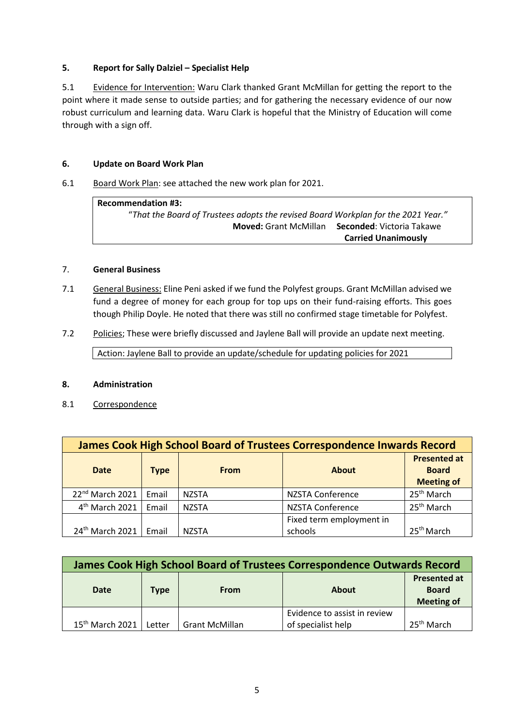**5. Report for Sally Dalziel – Specialist Help**

5.1 Evidence for Intervention: Waru Clark thanked Grant McMillan for getting the report to the point where it made sense to outside parties; and for gathering the necessary evidence of our now robust curriculum and learning data. Waru Clark is hopeful that the Ministry of Education will come through with a sign off.

**6. Update on Board Work Plan**

6.1 Board Work Plan: see attached the new work plan for 2021.

> **Recommendation #3:**
> "*That the Board of Trustees adopts the revised Board Workplan for the 2021 Year.*"
> **Moved:** Grant McMillan **Seconded**: Victoria Takawe
> **Carried Unanimously**

**7. General Business**

7.1 General Business: Eline Peni asked if we fund the Polyfest groups. Grant McMillan advised we fund a degree of money for each group for top ups on their fund-raising efforts. This goes though Philip Doyle. He noted that there was still no confirmed stage timetable for Polyfest.

7.2 Policies; These were briefly discussed and Jaylene Ball will provide an update next meeting.

> Action: Jaylene Ball to provide an update/schedule for updating policies for 2021

**8. Administration**

8.1 Correspondence

| James Cook High School Board of Trustees Correspondence Inwards Record | | | | |
|---|---|---|---|---|
| **Date** | **Type** | **From** | **About** | **Presented at Board Meeting of** |
| 22nd March 2021 | Email | NZSTA | NZSTA Conference | 25th March |
| 4th March 2021 | Email | NZSTA | NZSTA Conference | 25th March |
| 24th March 2021 | Email | NZSTA | Fixed term employment in schools | 25th March |

| James Cook High School Board of Trustees Correspondence Outwards Record | | | | |
|---|---|---|---|---|
| **Date** | **Type** | **From** | **About** | **Presented at Board Meeting of** |
| 15th March 2021 | Letter | Grant McMillan | Evidence to assist in review of specialist help | 25th March |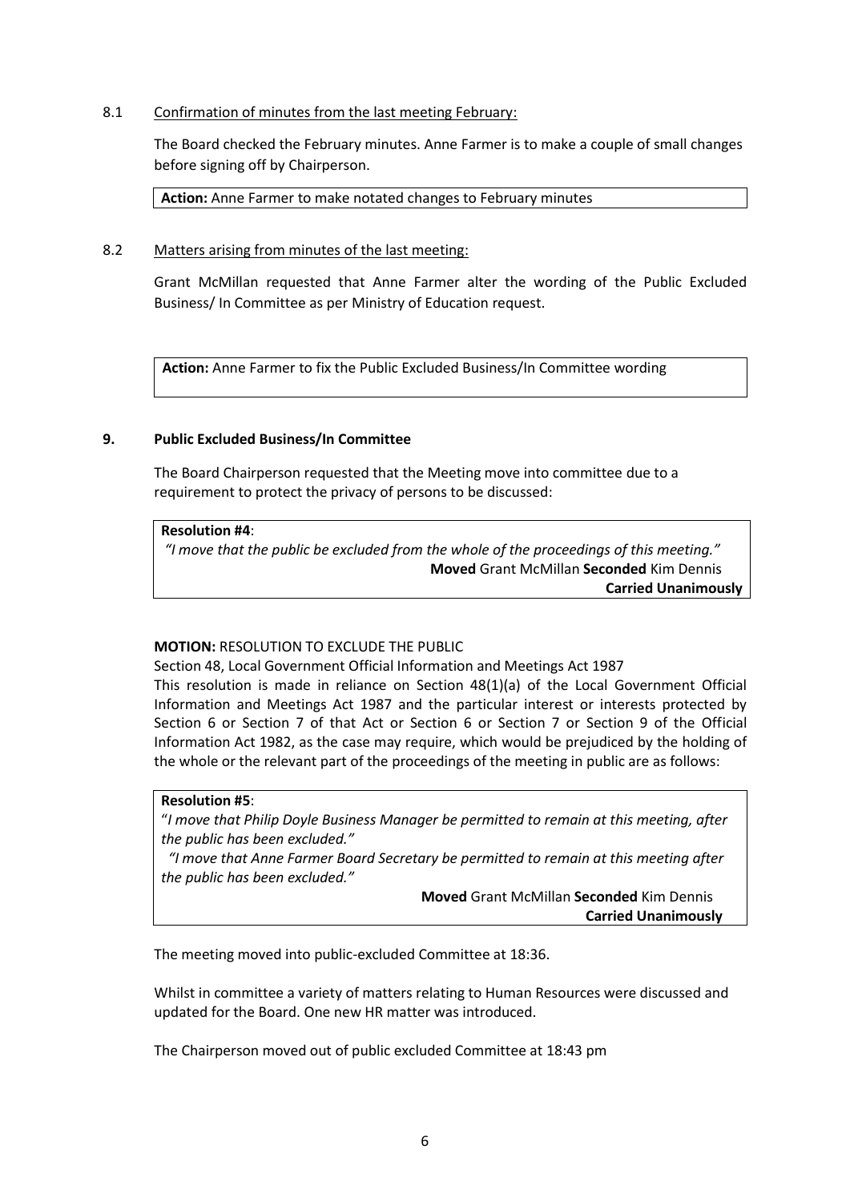8.1 Confirmation of minutes from the last meeting February:

The Board checked the February minutes. Anne Farmer is to make a couple of small changes before signing off by Chairperson.

**Action:** Anne Farmer to make notated changes to February minutes

8.2 Matters arising from minutes of the last meeting:

Grant McMillan requested that Anne Farmer alter the wording of the Public Excluded Business/ In Committee as per Ministry of Education request.

**Action:** Anne Farmer to fix the Public Excluded Business/In Committee wording

## 9. Public Excluded Business/In Committee

The Board Chairperson requested that the Meeting move into committee due to a requirement to protect the privacy of persons to be discussed:

**Resolution #4**:
*"I move that the public be excluded from the whole of the proceedings of this meeting."*
**Moved** Grant McMillan **Seconded** Kim Dennis
**Carried Unanimously**

**MOTION:** RESOLUTION TO EXCLUDE THE PUBLIC

Section 48, Local Government Official Information and Meetings Act 1987

This resolution is made in reliance on Section 48(1)(a) of the Local Government Official Information and Meetings Act 1987 and the particular interest or interests protected by Section 6 or Section 7 of that Act or Section 6 or Section 7 or Section 9 of the Official Information Act 1982, as the case may require, which would be prejudiced by the holding of the whole or the relevant part of the proceedings of the meeting in public are as follows:

**Resolution #5**:
"*I move that Philip Doyle Business Manager be permitted to remain at this meeting, after the public has been excluded."*
*"I move that Anne Farmer Board Secretary be permitted to remain at this meeting after the public has been excluded."*
**Moved** Grant McMillan **Seconded** Kim Dennis
**Carried Unanimously**

The meeting moved into public-excluded Committee at 18:36.

Whilst in committee a variety of matters relating to Human Resources were discussed and updated for the Board. One new HR matter was introduced.

The Chairperson moved out of public excluded Committee at 18:43 pm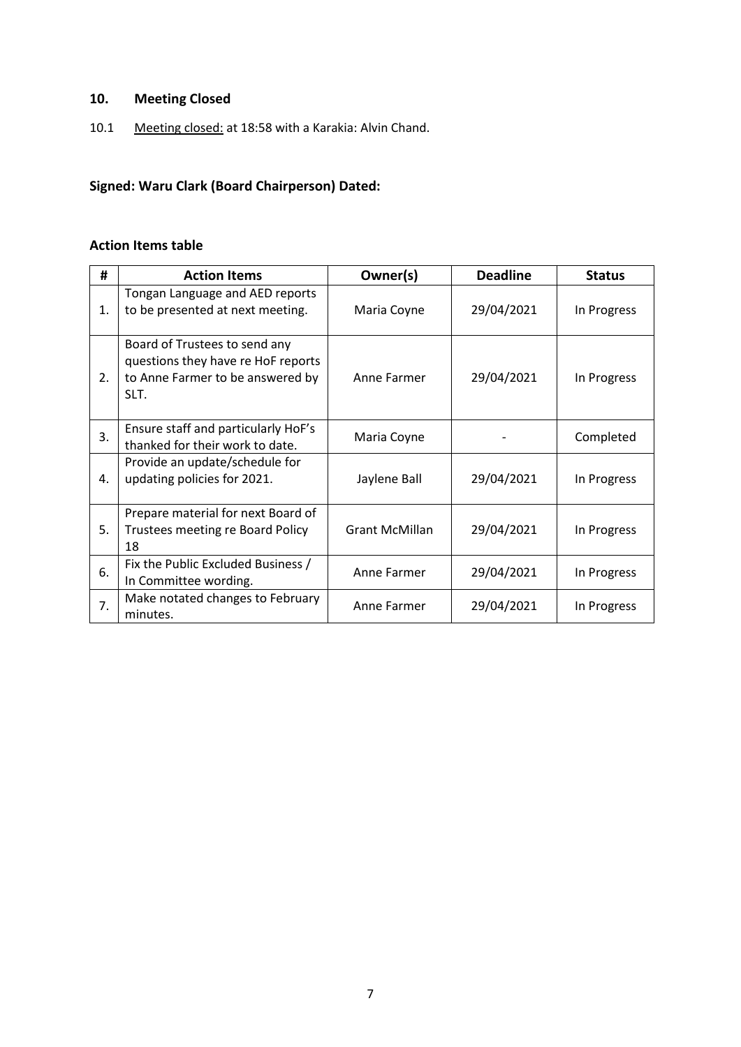## 10. Meeting Closed

10.1 Meeting closed: at 18:58 with a Karakia: Alvin Chand.

**Signed: Waru Clark (Board Chairperson) Dated:**

### Action Items table

| # | Action Items | Owner(s) | Deadline | Status |
|---|---|---|---|---|
| 1. | Tongan Language and AED reports to be presented at next meeting. | Maria Coyne | 29/04/2021 | In Progress |
| 2. | Board of Trustees to send any questions they have re HoF reports to Anne Farmer to be answered by SLT. | Anne Farmer | 29/04/2021 | In Progress |
| 3. | Ensure staff and particularly HoF's thanked for their work to date. | Maria Coyne | - | Completed |
| 4. | Provide an update/schedule for updating policies for 2021. | Jaylene Ball | 29/04/2021 | In Progress |
| 5. | Prepare material for next Board of Trustees meeting re Board Policy 18 | Grant McMillan | 29/04/2021 | In Progress |
| 6. | Fix the Public Excluded Business / In Committee wording. | Anne Farmer | 29/04/2021 | In Progress |
| 7. | Make notated changes to February minutes. | Anne Farmer | 29/04/2021 | In Progress |